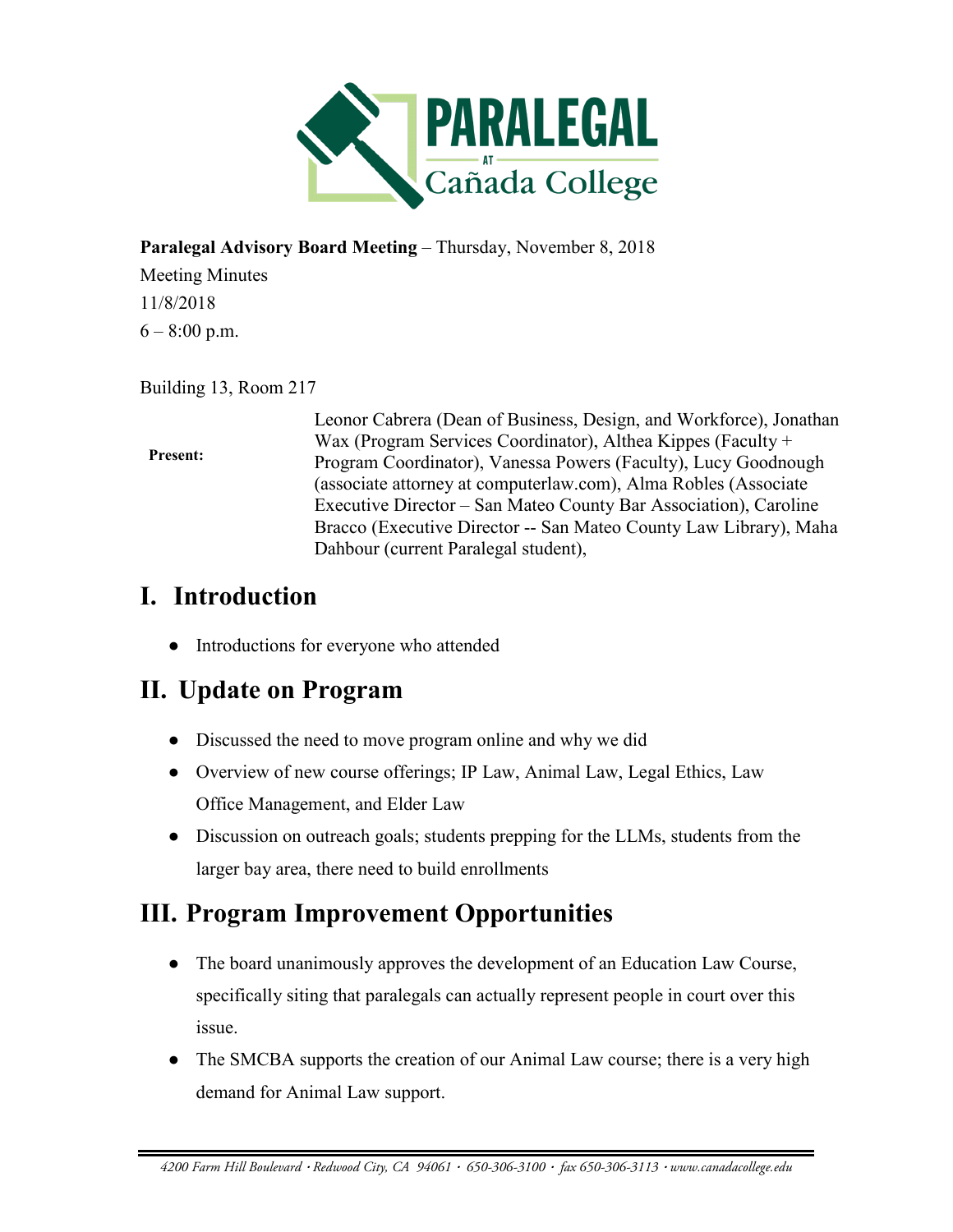**Paralegal Advisory Board Meeting** – Thursday, November 8, 2018

Meeting Minutes

11/8/2018

6 – 8:00 p.m.

Building 13, Room 217

| **Present:** | Leonor Cabrera (Dean of Business, Design, and Workforce), Jonathan Wax (Program Services Coordinator), Althea Kippes (Faculty + Program Coordinator), Vanessa Powers (Faculty), Lucy Goodnough (associate attorney at computerlaw.com), Alma Robles (Associate Executive Director – San Mateo County Bar Association), Caroline Bracco (Executive Director -- San Mateo County Law Library), Maha Dahbour (current Paralegal student), |
|---|---|

# I. Introduction

- Introductions for everyone who attended

# II. Update on Program

- Discussed the need to move program online and why we did
- Overview of new course offerings; IP Law, Animal Law, Legal Ethics, Law Office Management, and Elder Law
- Discussion on outreach goals; students prepping for the LLMs, students from the larger bay area, there need to build enrollments

# III. Program Improvement Opportunities

- The board unanimously approves the development of an Education Law Course, specifically siting that paralegals can actually represent people in court over this issue.
- The SMCBA supports the creation of our Animal Law course; there is a very high demand for Animal Law support.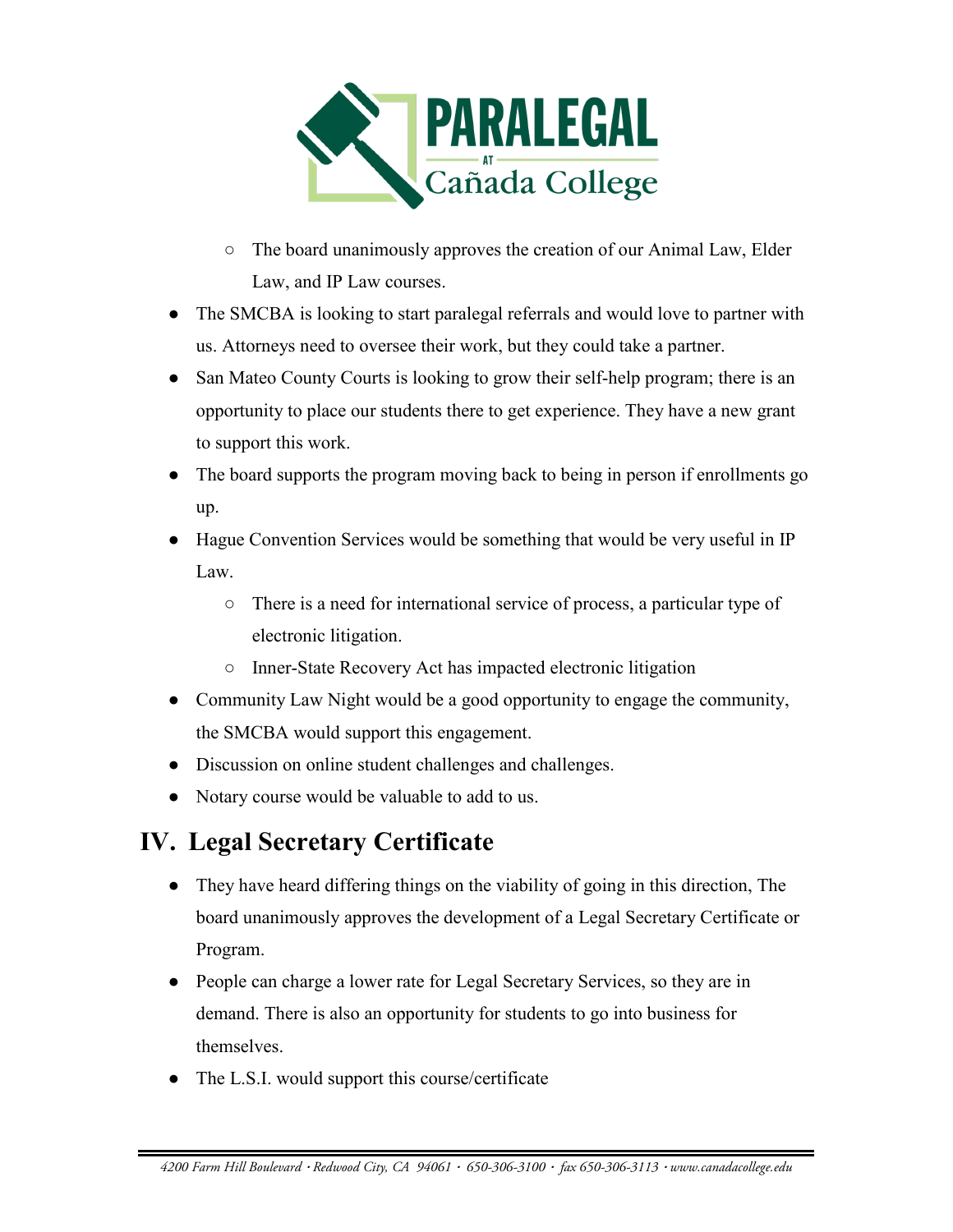- The board unanimously approves the creation of our Animal Law, Elder Law, and IP Law courses.
- The SMCBA is looking to start paralegal referrals and would love to partner with us. Attorneys need to oversee their work, but they could take a partner.
- San Mateo County Courts is looking to grow their self-help program; there is an opportunity to place our students there to get experience. They have a new grant to support this work.
- The board supports the program moving back to being in person if enrollments go up.
- Hague Convention Services would be something that would be very useful in IP Law.
    - There is a need for international service of process, a particular type of electronic litigation.
    - Inner-State Recovery Act has impacted electronic litigation
- Community Law Night would be a good opportunity to engage the community, the SMCBA would support this engagement.
- Discussion on online student challenges and challenges.
- Notary course would be valuable to add to us.

## IV. Legal Secretary Certificate

- They have heard differing things on the viability of going in this direction, The board unanimously approves the development of a Legal Secretary Certificate or Program.
- People can charge a lower rate for Legal Secretary Services, so they are in demand. There is also an opportunity for students to go into business for themselves.
- The L.S.I. would support this course/certificate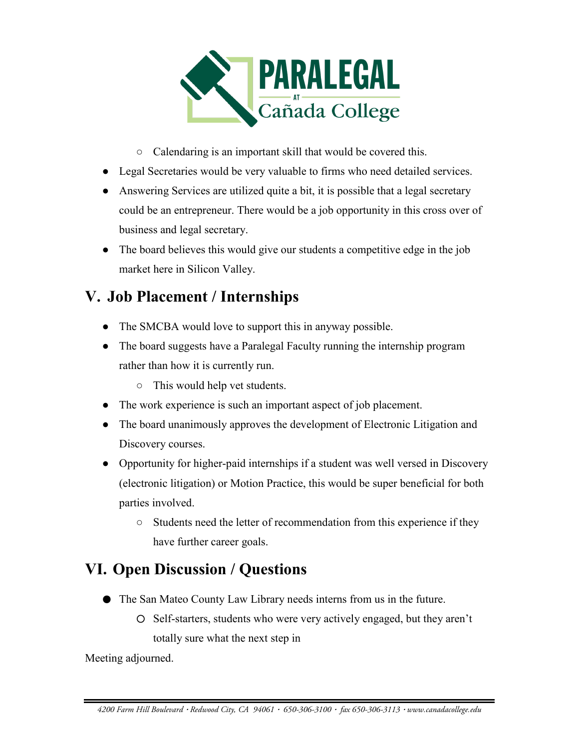- Calendaring is an important skill that would be covered this.

- Legal Secretaries would be very valuable to firms who need detailed services.
- Answering Services are utilized quite a bit, it is possible that a legal secretary could be an entrepreneur. There would be a job opportunity in this cross over of business and legal secretary.
- The board believes this would give our students a competitive edge in the job market here in Silicon Valley.

## V. Job Placement / Internships

- The SMCBA would love to support this in anyway possible.
- The board suggests have a Paralegal Faculty running the internship program rather than how it is currently run.
  - This would help vet students.
- The work experience is such an important aspect of job placement.
- The board unanimously approves the development of Electronic Litigation and Discovery courses.
- Opportunity for higher-paid internships if a student was well versed in Discovery (electronic litigation) or Motion Practice, this would be super beneficial for both parties involved.
  - Students need the letter of recommendation from this experience if they have further career goals.

## VI. Open Discussion / Questions

- The San Mateo County Law Library needs interns from us in the future.
  - Self-starters, students who were very actively engaged, but they aren't totally sure what the next step in

Meeting adjourned.